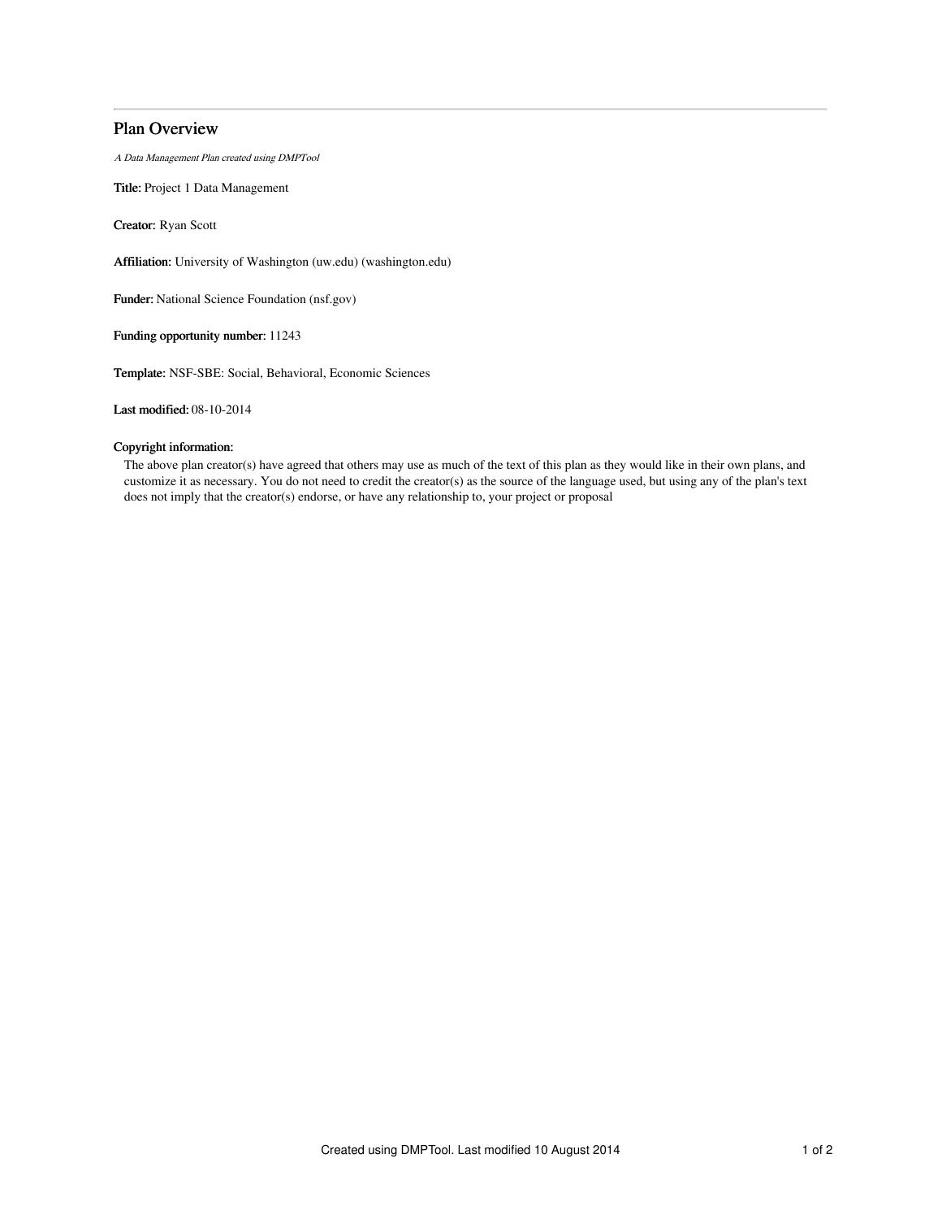## Plan Overview

*A Data Management Plan created using DMPTool*

**Title:** Project 1 Data Management

**Creator:** Ryan Scott

**Affiliation:** University of Washington (uw.edu) (washington.edu)

**Funder:** National Science Foundation (nsf.gov)

**Funding opportunity number:** 11243

**Template:** NSF-SBE: Social, Behavioral, Economic Sciences

**Last modified:** 08-10-2014

**Copyright information:**

The above plan creator(s) have agreed that others may use as much of the text of this plan as they would like in their own plans, and customize it as necessary. You do not need to credit the creator(s) as the source of the language used, but using any of the plan's text does not imply that the creator(s) endorse, or have any relationship to, your project or proposal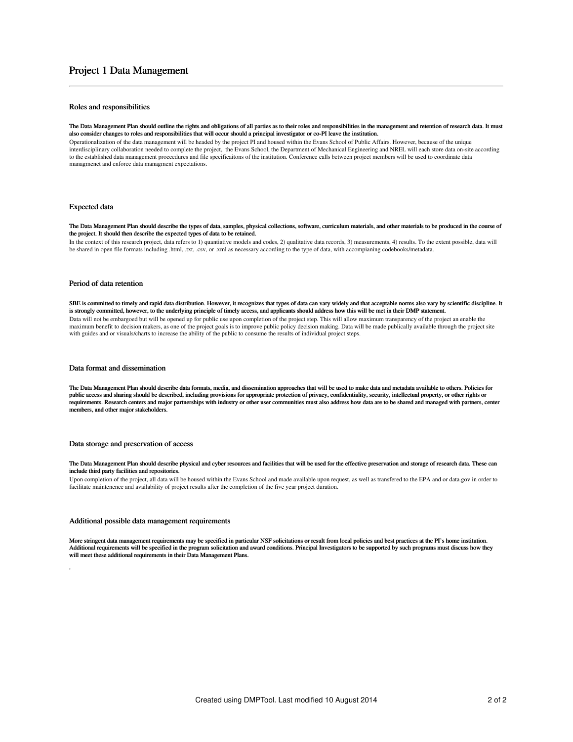# Project 1 Data Management

## Roles and responsibilities

**The Data Management Plan should outline the rights and obligations of all parties as to their roles and responsibilities in the management and retention of research data. It must also consider changes to roles and responsibilities that will occur should a principal investigator or co-PI leave the institution.**

Operationalization of the data management will be headed by the project PI and housed within the Evans School of Public Affairs. However, because of the unique interdisciplinary collaboration needed to complete the project, the Evans School, the Department of Mechanical Engineering and NREL will each store data on-site according to the established data management proceedures and file specificaitons of the institution. Conference calls between project members will be used to coordinate data managmenet and enforce data managment expectations.

## Expected data

**The Data Management Plan should describe the types of data, samples, physical collections, software, curriculum materials, and other materials to be produced in the course of the project. It should then describe the expected types of data to be retained.**

In the context of this research project, data refers to 1) quantiative models and codes, 2) qualitative data records, 3) measurements, 4) results. To the extent possible, data will be shared in open file formats including .html, .txt, .csv, or .xml as necessary according to the type of data, with accompianing codebooks/metadata.

## Period of data retention

**SBE is committed to timely and rapid data distribution. However, it recognizes that types of data can vary widely and that acceptable norms also vary by scientific discipline. It is strongly committed, however, to the underlying principle of timely access, and applicants should address how this will be met in their DMP statement.**

Data will not be embargoed but will be opened up for public use upon completion of the project step. This will allow maximum transparency of the project an enable the maximum benefit to decision makers, as one of the project goals is to improve public policy decision making. Data will be made publically available through the project site with guides and or visuals/charts to increase the ability of the public to consume the results of individual project steps.

## Data format and dissemination

**The Data Management Plan should describe data formats, media, and dissemination approaches that will be used to make data and metadata available to others. Policies for public access and sharing should be described, including provisions for appropriate protection of privacy, confidentiality, security, intellectual property, or other rights or requirements. Research centers and major partnerships with industry or other user communities must also address how data are to be shared and managed with partners, center members, and other major stakeholders.**

## Data storage and preservation of access

**The Data Management Plan should describe physical and cyber resources and facilities that will be used for the effective preservation and storage of research data. These can include third party facilities and repositories.**

Upon completion of the project, all data will be housed within the Evans School and made available upon request, as well as transfered to the EPA and or data.gov in order to facilitate maintenence and availability of project results after the completion of the five year project duration.

## Additional possible data management requirements

**More stringent data management requirements may be specified in particular NSF solicitations or result from local policies and best practices at the PI's home institution. Additional requirements will be specified in the program solicitation and award conditions. Principal Investigators to be supported by such programs must discuss how they will meet these additional requirements in their Data Management Plans.**

Created using DMPTool. Last modified 10 August 2014